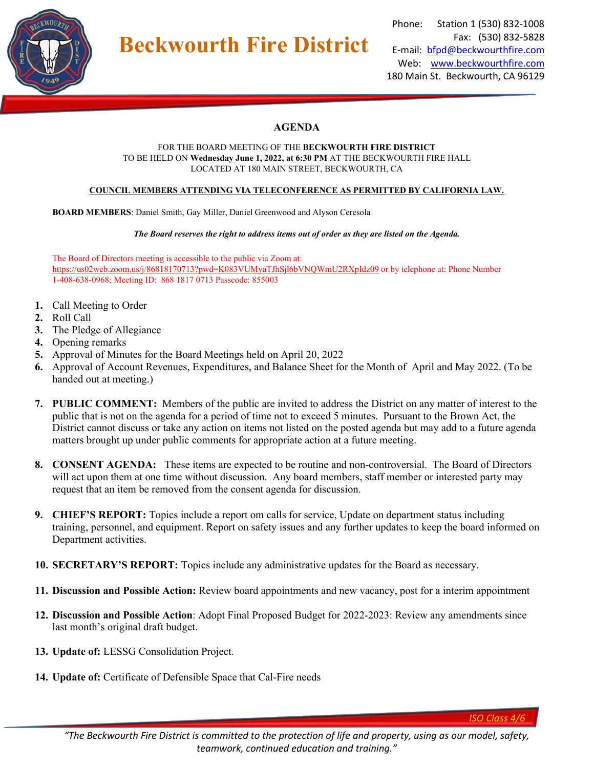# Beckwourth Fire District

Phone: Station 1 (530) 832-1008
Fax: (530) 832-5828
E-mail: bfpd@beckwourthfire.com
Web: www.beckwourthfire.com
180 Main St. Beckwourth, CA 96129

## AGENDA

FOR THE BOARD MEETING OF THE **BECKWOURTH FIRE DISTRICT**
TO BE HELD ON **Wednesday June 1, 2022, at 6:30 PM** AT THE BECKWOURTH FIRE HALL
LOCATED AT 180 MAIN STREET, BECKWOURTH, CA

**COUNCIL MEMBERS ATTENDING VIA TELECONFERENCE AS PERMITTED BY CALIFORNIA LAW.**

**BOARD MEMBERS**: Daniel Smith, Gay Miller, Daniel Greenwood and Alyson Ceresola

***The Board reserves the right to address items out of order as they are listed on the Agenda.***

The Board of Directors meeting is accessible to the public via Zoom at: https://us02web.zoom.us/j/86818170713?pwd=K083VUMyaTJhSjl6bVNQWmU2RXpIdz09 or by telephone at: Phone Number 1-408-638-0968; Meeting ID: 868 1817 0713 Passcode: 855003

1. Call Meeting to Order
2. Roll Call
3. The Pledge of Allegiance
4. Opening remarks
5. Approval of Minutes for the Board Meetings held on April 20, 2022
6. Approval of Account Revenues, Expenditures, and Balance Sheet for the Month of April and May 2022. (To be handed out at meeting.)
7. **PUBLIC COMMENT:** Members of the public are invited to address the District on any matter of interest to the public that is not on the agenda for a period of time not to exceed 5 minutes. Pursuant to the Brown Act, the District cannot discuss or take any action on items not listed on the posted agenda but may add to a future agenda matters brought up under public comments for appropriate action at a future meeting.
8. **CONSENT AGENDA:** These items are expected to be routine and non-controversial. The Board of Directors will act upon them at one time without discussion. Any board members, staff member or interested party may request that an item be removed from the consent agenda for discussion.
9. **CHIEF'S REPORT:** Topics include a report om calls for service, Update on department status including training, personnel, and equipment. Report on safety issues and any further updates to keep the board informed on Department activities.
10. **SECRETARY'S REPORT:** Topics include any administrative updates for the Board as necessary.
11. **Discussion and Possible Action:** Review board appointments and new vacancy, post for a interim appointment
12. **Discussion and Possible Action**: Adopt Final Proposed Budget for 2022-2023: Review any amendments since last month's original draft budget.
13. **Update of:** LESSG Consolidation Project.
14. **Update of:** Certificate of Defensible Space that Cal-Fire needs

*ISO Class 4/6*

*"The Beckwourth Fire District is committed to the protection of life and property, using as our model, safety, teamwork, continued education and training."*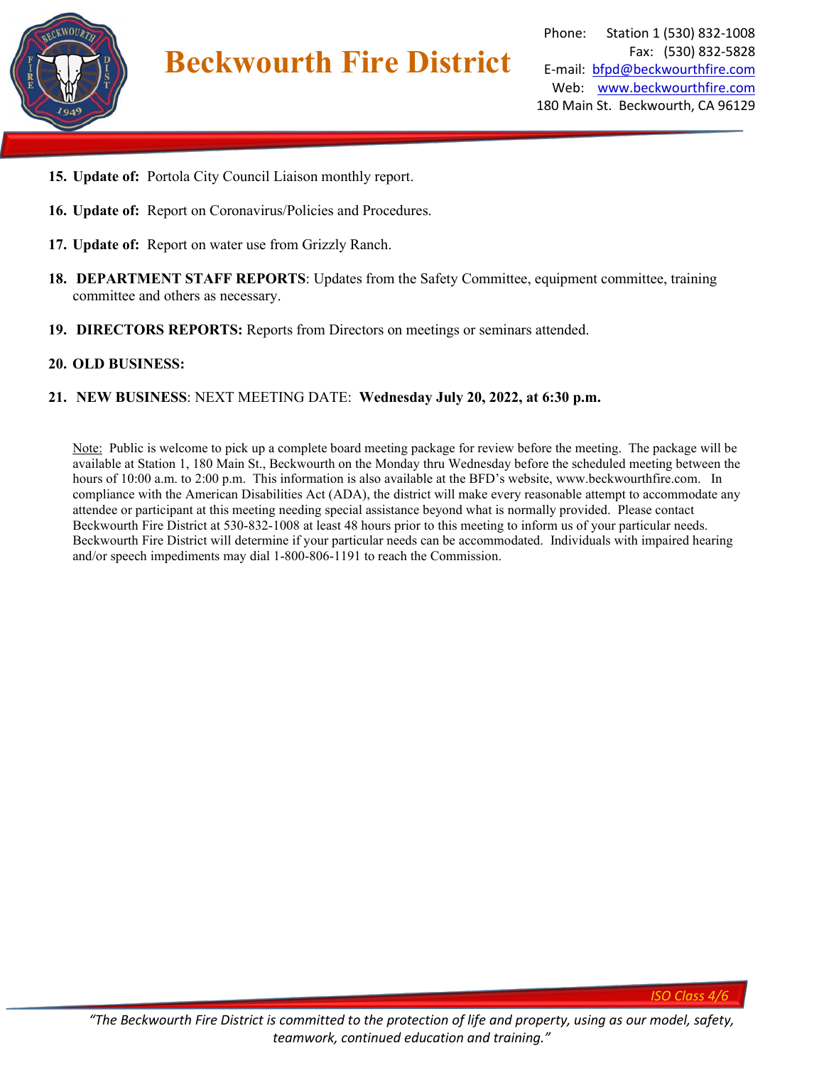15. **Update of:** Portola City Council Liaison monthly report.

16. **Update of:** Report on Coronavirus/Policies and Procedures.

17. **Update of:** Report on water use from Grizzly Ranch.

18. **DEPARTMENT STAFF REPORTS**: Updates from the Safety Committee, equipment committee, training committee and others as necessary.

19. **DIRECTORS REPORTS:** Reports from Directors on meetings or seminars attended.

20. **OLD BUSINESS:**

21. **NEW BUSINESS**: NEXT MEETING DATE: **Wednesday July 20, 2022, at 6:30 p.m.**

Note: Public is welcome to pick up a complete board meeting package for review before the meeting. The package will be available at Station 1, 180 Main St., Beckwourth on the Monday thru Wednesday before the scheduled meeting between the hours of 10:00 a.m. to 2:00 p.m. This information is also available at the BFD's website, www.beckwourthfire.com. In compliance with the American Disabilities Act (ADA), the district will make every reasonable attempt to accommodate any attendee or participant at this meeting needing special assistance beyond what is normally provided. Please contact Beckwourth Fire District at 530-832-1008 at least 48 hours prior to this meeting to inform us of your particular needs. Beckwourth Fire District will determine if your particular needs can be accommodated. Individuals with impaired hearing and/or speech impediments may dial 1-800-806-1191 to reach the Commission.